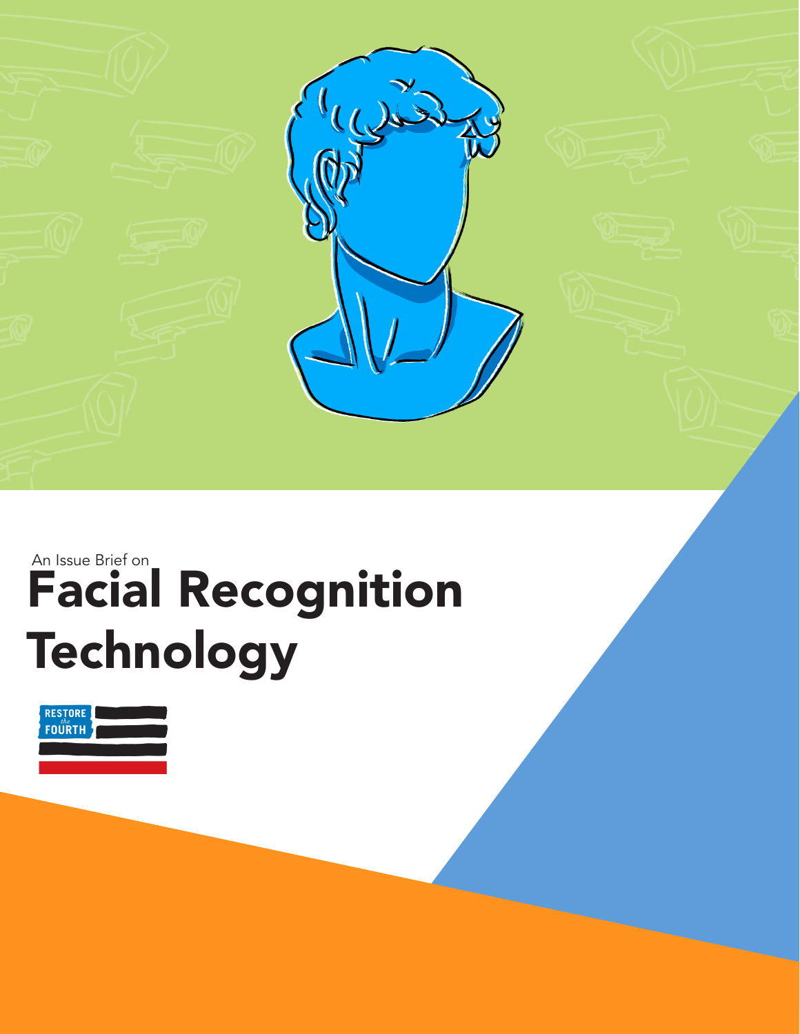An Issue Brief on

# Facial Recognition Technology

RESTORE the FOURTH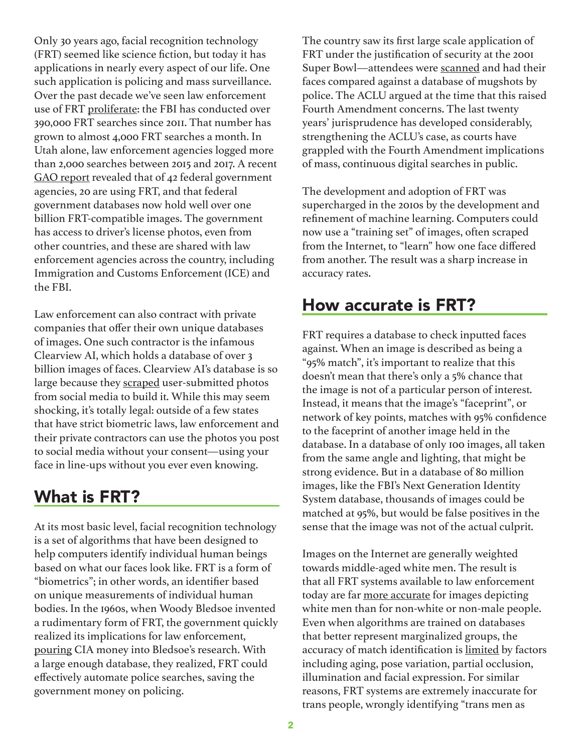Only 30 years ago, facial recognition technology (FRT) seemed like science fiction, but today it has applications in nearly every aspect of our life. One such application is policing and mass surveillance. Over the past decade we've seen law enforcement use of FRT proliferate: the FBI has conducted over 390,000 FRT searches since 2011. That number has grown to almost 4,000 FRT searches a month. In Utah alone, law enforcement agencies logged more than 2,000 searches between 2015 and 2017. A recent GAO report revealed that of 42 federal government agencies, 20 are using FRT, and that federal government databases now hold well over one billion FRT-compatible images. The government has access to driver's license photos, even from other countries, and these are shared with law enforcement agencies across the country, including Immigration and Customs Enforcement (ICE) and the FBI.

Law enforcement can also contract with private companies that offer their own unique databases of images. One such contractor is the infamous Clearview AI, which holds a database of over 3 billion images of faces. Clearview AI's database is so large because they scraped user-submitted photos from social media to build it. While this may seem shocking, it's totally legal: outside of a few states that have strict biometric laws, law enforcement and their private contractors can use the photos you post to social media without your consent—using your face in line-ups without you ever even knowing.

## What is FRT?

At its most basic level, facial recognition technology is a set of algorithms that have been designed to help computers identify individual human beings based on what our faces look like. FRT is a form of "biometrics"; in other words, an identifier based on unique measurements of individual human bodies. In the 1960s, when Woody Bledsoe invented a rudimentary form of FRT, the government quickly realized its implications for law enforcement, pouring CIA money into Bledsoe's research. With a large enough database, they realized, FRT could effectively automate police searches, saving the government money on policing.

The country saw its first large scale application of FRT under the justification of security at the 2001 Super Bowl—attendees were scanned and had their faces compared against a database of mugshots by police. The ACLU argued at the time that this raised Fourth Amendment concerns. The last twenty years' jurisprudence has developed considerably, strengthening the ACLU's case, as courts have grappled with the Fourth Amendment implications of mass, continuous digital searches in public.

The development and adoption of FRT was supercharged in the 2010s by the development and refinement of machine learning. Computers could now use a "training set" of images, often scraped from the Internet, to "learn" how one face differed from another. The result was a sharp increase in accuracy rates.

## How accurate is FRT?

FRT requires a database to check inputted faces against. When an image is described as being a "95% match", it's important to realize that this doesn't mean that there's only a 5% chance that the image is not of a particular person of interest. Instead, it means that the image's "faceprint", or network of key points, matches with 95% confidence to the faceprint of another image held in the database. In a database of only 100 images, all taken from the same angle and lighting, that might be strong evidence. But in a database of 80 million images, like the FBI's Next Generation Identity System database, thousands of images could be matched at 95%, but would be false positives in the sense that the image was not of the actual culprit.

Images on the Internet are generally weighted towards middle-aged white men. The result is that all FRT systems available to law enforcement today are far more accurate for images depicting white men than for non-white or non-male people. Even when algorithms are trained on databases that better represent marginalized groups, the accuracy of match identification is limited by factors including aging, pose variation, partial occlusion, illumination and facial expression. For similar reasons, FRT systems are extremely inaccurate for trans people, wrongly identifying "trans men as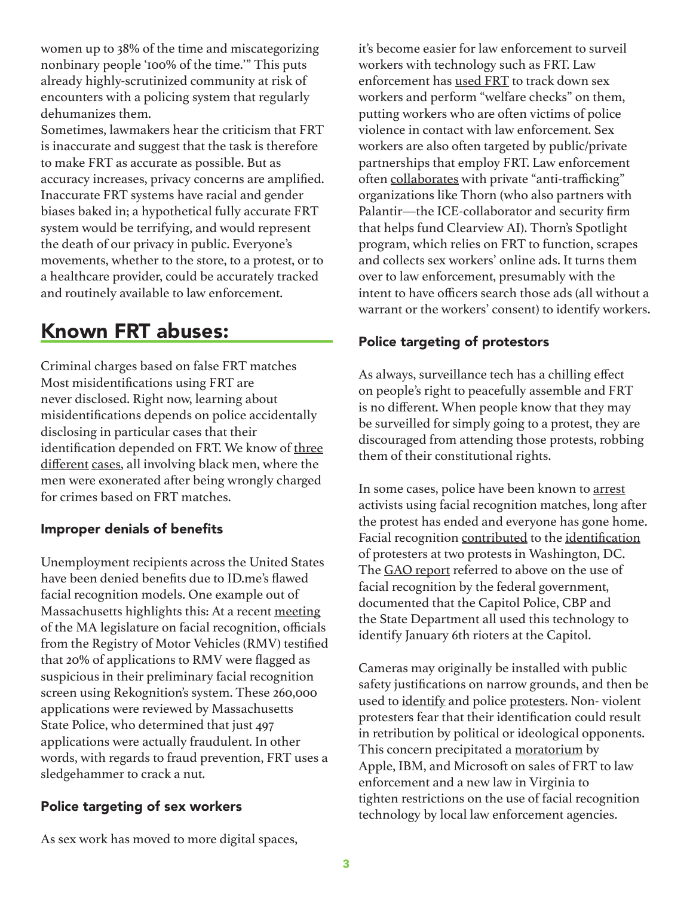women up to 38% of the time and miscategorizing nonbinary people '100% of the time.'" This puts already highly-scrutinized community at risk of encounters with a policing system that regularly dehumanizes them.

Sometimes, lawmakers hear the criticism that FRT is inaccurate and suggest that the task is therefore to make FRT as accurate as possible. But as accuracy increases, privacy concerns are amplified. Inaccurate FRT systems have racial and gender biases baked in; a hypothetical fully accurate FRT system would be terrifying, and would represent the death of our privacy in public. Everyone's movements, whether to the store, to a protest, or to a healthcare provider, could be accurately tracked and routinely available to law enforcement.

## Known FRT abuses:

Criminal charges based on false FRT matches

Most misidentifications using FRT are never disclosed. Right now, learning about misidentifications depends on police accidentally disclosing in particular cases that their identification depended on FRT. We know of three different cases, all involving black men, where the men were exonerated after being wrongly charged for crimes based on FRT matches.

### Improper denials of benefits

Unemployment recipients across the United States have been denied benefits due to ID.me's flawed facial recognition models. One example out of Massachusetts highlights this: At a recent meeting of the MA legislature on facial recognition, officials from the Registry of Motor Vehicles (RMV) testified that 20% of applications to RMV were flagged as suspicious in their preliminary facial recognition screen using Rekognition's system. These 260,000 applications were reviewed by Massachusetts State Police, who determined that just 497 applications were actually fraudulent. In other words, with regards to fraud prevention, FRT uses a sledgehammer to crack a nut.

### Police targeting of sex workers

As sex work has moved to more digital spaces, it's become easier for law enforcement to surveil workers with technology such as FRT. Law enforcement has used FRT to track down sex workers and perform "welfare checks" on them, putting workers who are often victims of police violence in contact with law enforcement. Sex workers are also often targeted by public/private partnerships that employ FRT. Law enforcement often collaborates with private "anti-trafficking" organizations like Thorn (who also partners with Palantir—the ICE-collaborator and security firm that helps fund Clearview AI). Thorn's Spotlight program, which relies on FRT to function, scrapes and collects sex workers' online ads. It turns them over to law enforcement, presumably with the intent to have officers search those ads (all without a warrant or the workers' consent) to identify workers.

### Police targeting of protestors

As always, surveillance tech has a chilling effect on people's right to peacefully assemble and FRT is no different. When people know that they may be surveilled for simply going to a protest, they are discouraged from attending those protests, robbing them of their constitutional rights.

In some cases, police have been known to arrest activists using facial recognition matches, long after the protest has ended and everyone has gone home. Facial recognition contributed to the identification of protesters at two protests in Washington, DC. The GAO report referred to above on the use of facial recognition by the federal government, documented that the Capitol Police, CBP and the State Department all used this technology to identify January 6th rioters at the Capitol.

Cameras may originally be installed with public safety justifications on narrow grounds, and then be used to identify and police protesters. Non- violent protesters fear that their identification could result in retribution by political or ideological opponents. This concern precipitated a moratorium by Apple, IBM, and Microsoft on sales of FRT to law enforcement and a new law in Virginia to tighten restrictions on the use of facial recognition technology by local law enforcement agencies.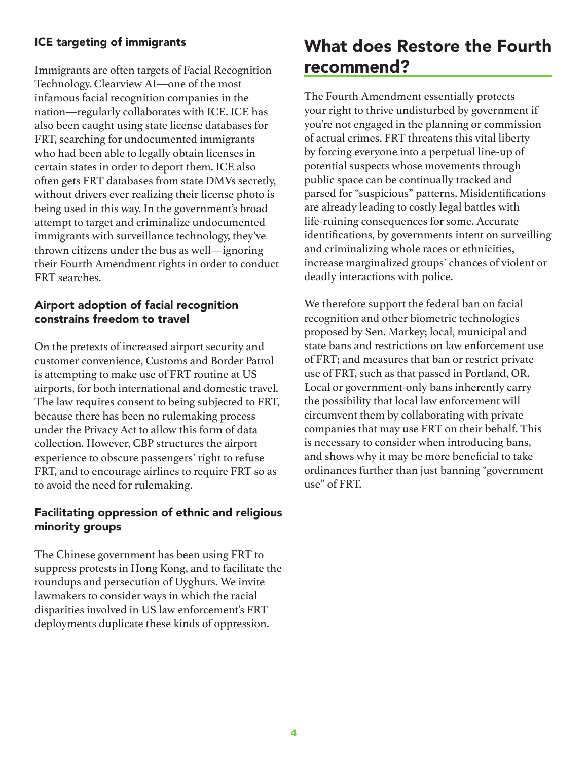### ICE targeting of immigrants

Immigrants are often targets of Facial Recognition Technology. Clearview AI—one of the most infamous facial recognition companies in the nation—regularly collaborates with ICE. ICE has also been caught using state license databases for FRT, searching for undocumented immigrants who had been able to legally obtain licenses in certain states in order to deport them. ICE also often gets FRT databases from state DMVs secretly, without drivers ever realizing their license photo is being used in this way. In the government's broad attempt to target and criminalize undocumented immigrants with surveillance technology, they've thrown citizens under the bus as well—ignoring their Fourth Amendment rights in order to conduct FRT searches.

### Airport adoption of facial recognition constrains freedom to travel

On the pretexts of increased airport security and customer convenience, Customs and Border Patrol is attempting to make use of FRT routine at US airports, for both international and domestic travel. The law requires consent to being subjected to FRT, because there has been no rulemaking process under the Privacy Act to allow this form of data collection. However, CBP structures the airport experience to obscure passengers' right to refuse FRT, and to encourage airlines to require FRT so as to avoid the need for rulemaking.

### Facilitating oppression of ethnic and religious minority groups

The Chinese government has been using FRT to suppress protests in Hong Kong, and to facilitate the roundups and persecution of Uyghurs. We invite lawmakers to consider ways in which the racial disparities involved in US law enforcement's FRT deployments duplicate these kinds of oppression.

## What does Restore the Fourth recommend?

The Fourth Amendment essentially protects your right to thrive undisturbed by government if you're not engaged in the planning or commission of actual crimes. FRT threatens this vital liberty by forcing everyone into a perpetual line-up of potential suspects whose movements through public space can be continually tracked and parsed for "suspicious" patterns. Misidentifications are already leading to costly legal battles with life-ruining consequences for some. Accurate identifications, by governments intent on surveilling and criminalizing whole races or ethnicities, increase marginalized groups' chances of violent or deadly interactions with police.

We therefore support the federal ban on facial recognition and other biometric technologies proposed by Sen. Markey; local, municipal and state bans and restrictions on law enforcement use of FRT; and measures that ban or restrict private use of FRT, such as that passed in Portland, OR. Local or government-only bans inherently carry the possibility that local law enforcement will circumvent them by collaborating with private companies that may use FRT on their behalf. This is necessary to consider when introducing bans, and shows why it may be more beneficial to take ordinances further than just banning "government use" of FRT.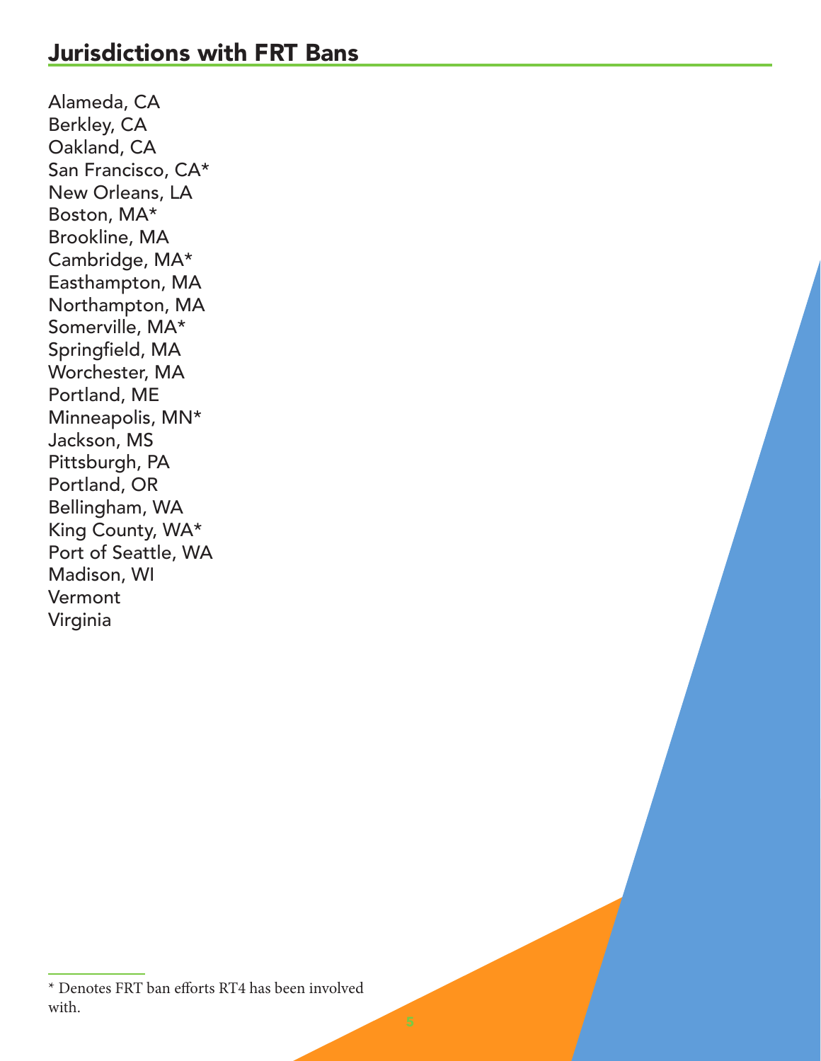## Jurisdictions with FRT Bans

Alameda, CA
Berkley, CA
Oakland, CA
San Francisco, CA*
New Orleans, LA
Boston, MA*
Brookline, MA
Cambridge, MA*
Easthampton, MA
Northampton, MA
Somerville, MA*
Springfield, MA
Worchester, MA
Portland, ME
Minneapolis, MN*
Jackson, MS
Pittsburgh, PA
Portland, OR
Bellingham, WA
King County, WA*
Port of Seattle, WA
Madison, WI
Vermont
Virginia

---

* Denotes FRT ban efforts RT4 has been involved with.